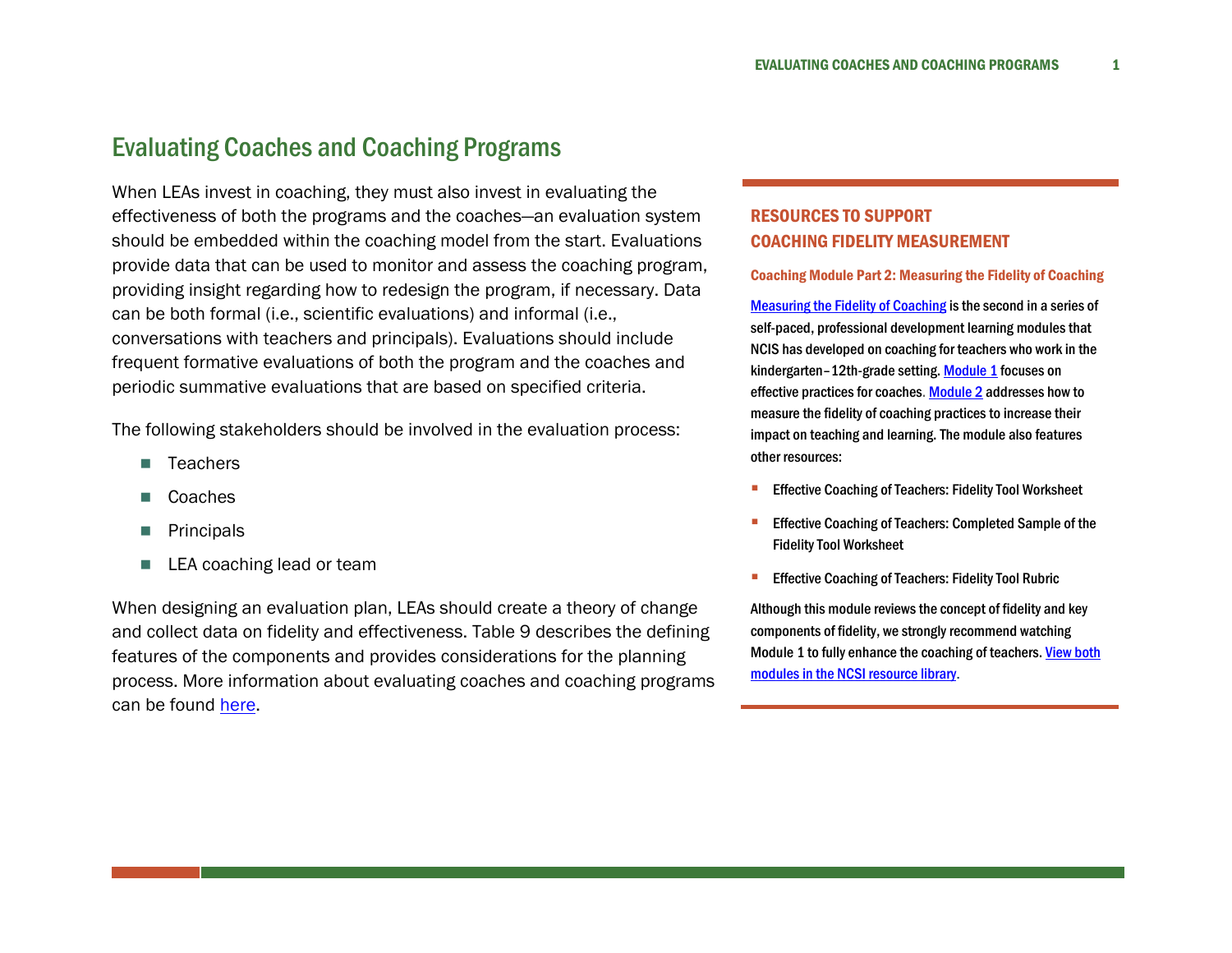# Evaluating Coaches and Coaching Programs

When LEAs invest in coaching, they must also invest in evaluating the effectiveness of both the programs and the coaches—an evaluation system should be embedded within the coaching model from the start. Evaluations provide data that can be used to monitor and assess the coaching program, providing insight regarding how to redesign the program, if necessary. Data can be both formal (i.e., scientific evaluations) and informal (i.e., conversations with teachers and principals). Evaluations should include frequent formative evaluations of both the program and the coaches and periodic summative evaluations that are based on specified criteria.

The following stakeholders should be involved in the evaluation process:

- Teachers
- Coaches
- Principals
- LEA coaching lead or team

When designing an evaluation plan, LEAs should create a theory of change and collect data on fidelity and effectiveness. Table 9 describes the defining features of the components and provides considerations for the planning process. More information about evaluating coaches and coaching programs can be found [here](#).

## RESOURCES TO SUPPORT COACHING FIDELITY MEASUREMENT

### Coaching Module Part 2: Measuring the Fidelity of Coaching

[Measuring the Fidelity of Coaching](#) is the second in a series of self-paced, professional development learning modules that NCIS has developed on coaching for teachers who work in the kindergarten–12th-grade setting. [Module 1](#) focuses on effective practices for coaches. [Module 2](#) addresses how to measure the fidelity of coaching practices to increase their impact on teaching and learning. The module also features other resources:

- Effective Coaching of Teachers: Fidelity Tool Worksheet
- Effective Coaching of Teachers: Completed Sample of the Fidelity Tool Worksheet
- Effective Coaching of Teachers: Fidelity Tool Rubric

Although this module reviews the concept of fidelity and key components of fidelity, we strongly recommend watching Module 1 to fully enhance the coaching of teachers. [View both modules in the NCSI resource library](#).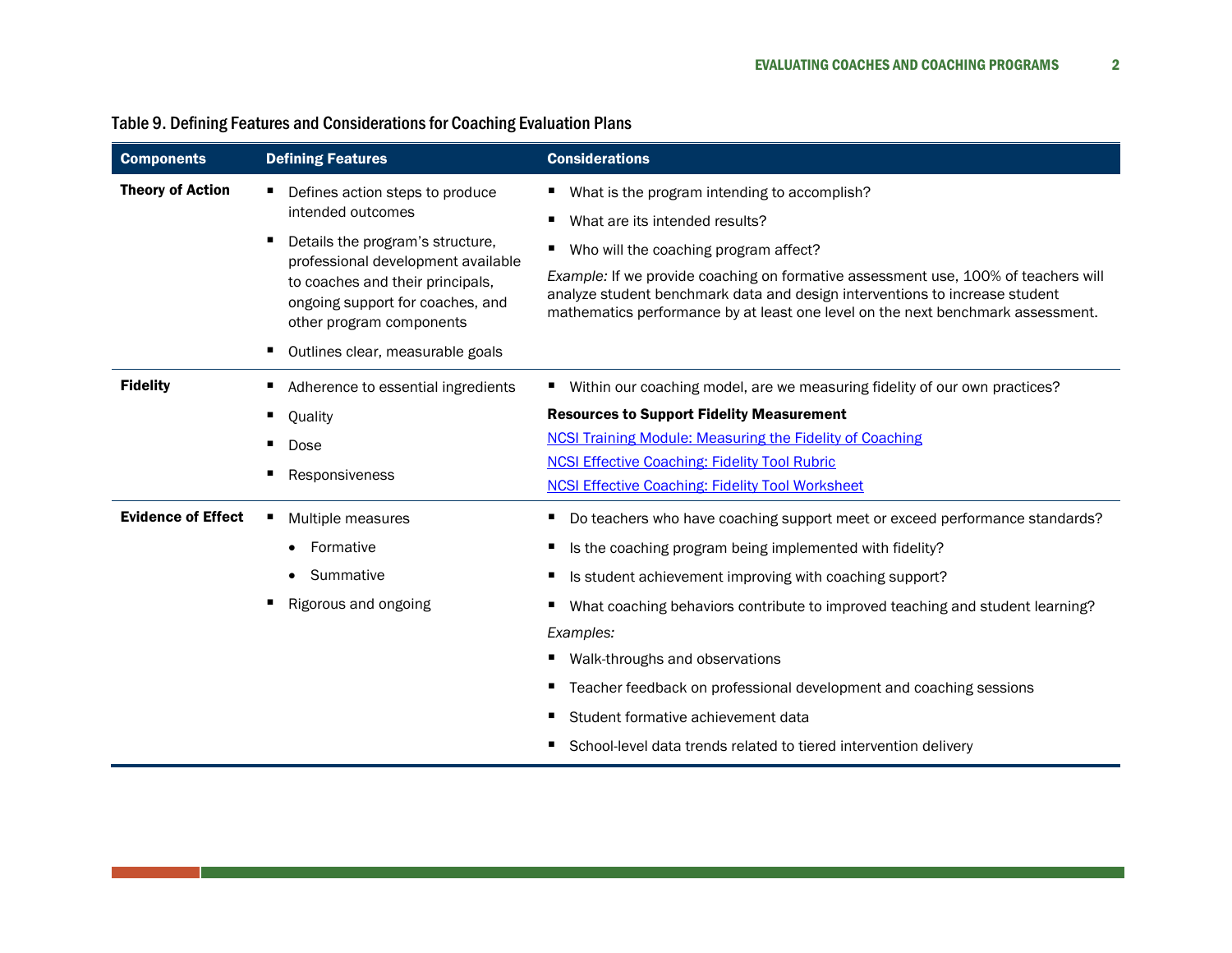Table 9. Defining Features and Considerations for Coaching Evaluation Plans

| Components | Defining Features | Considerations |
| --- | --- | --- |
| **Theory of Action** | ▪ Defines action steps to produce intended outcomes<br>▪ Details the program's structure, professional development available to coaches and their principals, ongoing support for coaches, and other program components<br>▪ Outlines clear, measurable goals | ▪ What is the program intending to accomplish?<br>▪ What are its intended results?<br>▪ Who will the coaching program affect?<br>*Example:* If we provide coaching on formative assessment use, 100% of teachers will analyze student benchmark data and design interventions to increase student mathematics performance by at least one level on the next benchmark assessment. |
| **Fidelity** | ▪ Adherence to essential ingredients<br>▪ Quality<br>▪ Dose<br>▪ Responsiveness | ▪ Within our coaching model, are we measuring fidelity of our own practices?<br>**Resources to Support Fidelity Measurement**<br>NCSI Training Module: Measuring the Fidelity of Coaching<br>NCSI Effective Coaching: Fidelity Tool Rubric<br>NCSI Effective Coaching: Fidelity Tool Worksheet |
| **Evidence of Effect** | ▪ Multiple measures<br>• Formative<br>• Summative<br>▪ Rigorous and ongoing | ▪ Do teachers who have coaching support meet or exceed performance standards?<br>▪ Is the coaching program being implemented with fidelity?<br>▪ Is student achievement improving with coaching support?<br>▪ What coaching behaviors contribute to improved teaching and student learning?<br>*Examples:*<br>▪ Walk-throughs and observations<br>▪ Teacher feedback on professional development and coaching sessions<br>▪ Student formative achievement data<br>▪ School-level data trends related to tiered intervention delivery |